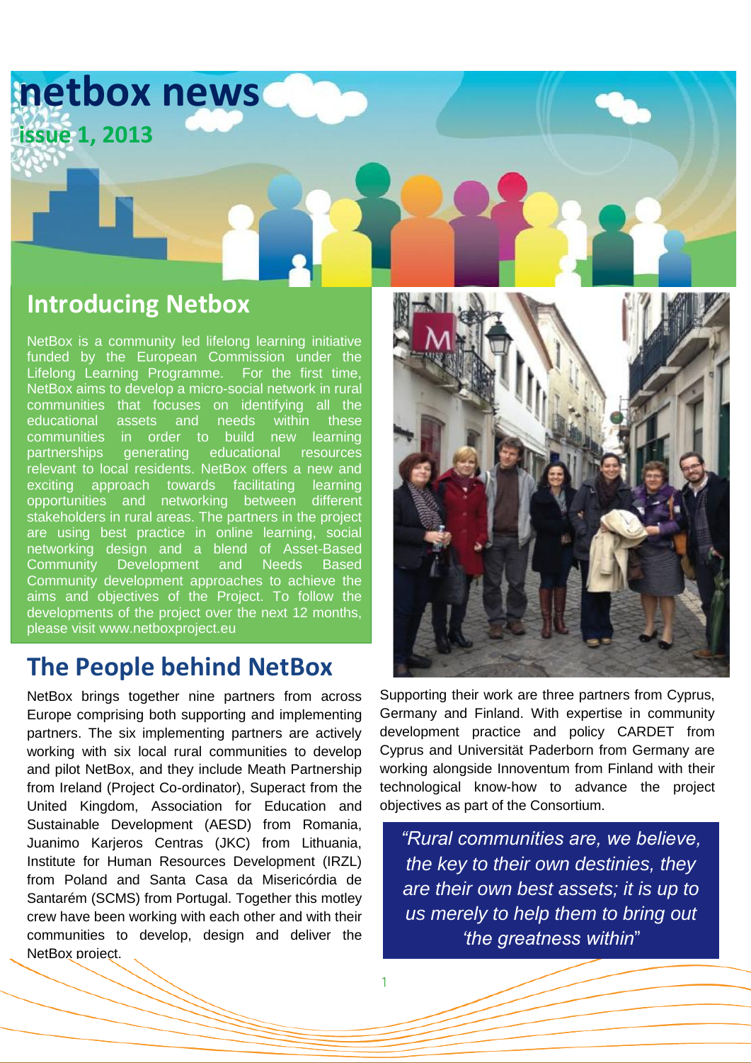# netbox news

**issue 1, 2013**

## Introducing Netbox

NetBox is a community led lifelong learning initiative funded by the European Commission under the Lifelong Learning Programme. For the first time, NetBox aims to develop a micro-social network in rural communities that focuses on identifying all the educational assets and needs within these communities in order to build new learning partnerships generating educational resources relevant to local residents. NetBox offers a new and exciting approach towards facilitating learning opportunities and networking between different stakeholders in rural areas. The partners in the project are using best practice in online learning, social networking design and a blend of Asset-Based Community Development and Needs Based Community development approaches to achieve the aims and objectives of the Project. To follow the developments of the project over the next 12 months, please visit www.netboxproject.eu

## The People behind NetBox

NetBox brings together nine partners from across Europe comprising both supporting and implementing partners. The six implementing partners are actively working with six local rural communities to develop and pilot NetBox, and they include Meath Partnership from Ireland (Project Co-ordinator), Superact from the United Kingdom, Association for Education and Sustainable Development (AESD) from Romania, Juanimo Karjeros Centras (JKC) from Lithuania, Institute for Human Resources Development (IRZL) from Poland and Santa Casa da Misericórdia de Santarém (SCMS) from Portugal. Together this motley crew have been working with each other and with their communities to develop, design and deliver the NetBox project.

Supporting their work are three partners from Cyprus, Germany and Finland. With expertise in community development practice and policy CARDET from Cyprus and Universität Paderborn from Germany are working alongside Innoventum from Finland with their technological know-how to advance the project objectives as part of the Consortium.

> *"Rural communities are, we believe, the key to their own destinies, they are their own best assets; it is up to us merely to help them to bring out 'the greatness within"*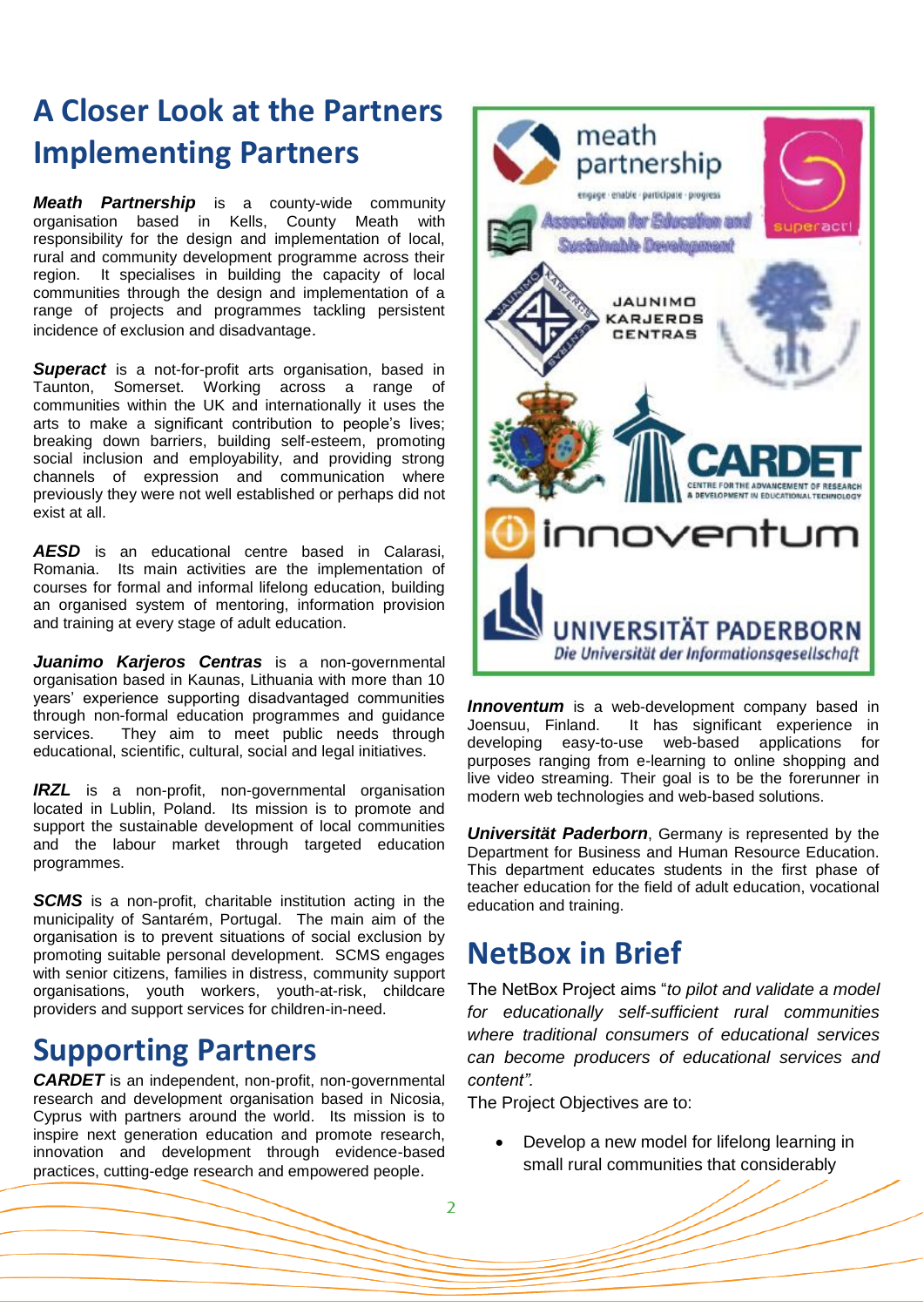# A Closer Look at the Partners

## Implementing Partners

***Meath Partnership*** is a county-wide community organisation based in Kells, County Meath with responsibility for the design and implementation of local, rural and community development programme across their region. It specialises in building the capacity of local communities through the design and implementation of a range of projects and programmes tackling persistent incidence of exclusion and disadvantage.

***Superact*** is a not-for-profit arts organisation, based in Taunton, Somerset. Working across a range of communities within the UK and internationally it uses the arts to make a significant contribution to people's lives; breaking down barriers, building self-esteem, promoting social inclusion and employability, and providing strong channels of expression and communication where previously they were not well established or perhaps did not exist at all.

***AESD*** is an educational centre based in Calarasi, Romania. Its main activities are the implementation of courses for formal and informal lifelong education, building an organised system of mentoring, information provision and training at every stage of adult education.

***Juanimo Karjeros Centras*** is a non-governmental organisation based in Kaunas, Lithuania with more than 10 years' experience supporting disadvantaged communities through non-formal education programmes and guidance services. They aim to meet public needs through educational, scientific, cultural, social and legal initiatives.

***IRZL*** is a non-profit, non-governmental organisation located in Lublin, Poland. Its mission is to promote and support the sustainable development of local communities and the labour market through targeted education programmes.

***SCMS*** is a non-profit, charitable institution acting in the municipality of Santarém, Portugal. The main aim of the organisation is to prevent situations of social exclusion by promoting suitable personal development. SCMS engages with senior citizens, families in distress, community support organisations, youth workers, youth-at-risk, childcare providers and support services for children-in-need.

## Supporting Partners

***CARDET*** is an independent, non-profit, non-governmental research and development organisation based in Nicosia, Cyprus with partners around the world. Its mission is to inspire next generation education and promote research, innovation and development through evidence-based practices, cutting-edge research and empowered people.

***Innoventum*** is a web-development company based in Joensuu, Finland. It has significant experience in developing easy-to-use web-based applications for purposes ranging from e-learning to online shopping and live video streaming. Their goal is to be the forerunner in modern web technologies and web-based solutions.

***Universität Paderborn***, Germany is represented by the Department for Business and Human Resource Education. This department educates students in the first phase of teacher education for the field of adult education, vocational education and training.

# NetBox in Brief

The NetBox Project aims "*to pilot and validate a model for educationally self-sufficient rural communities where traditional consumers of educational services can become producers of educational services and content"*.

The Project Objectives are to:

- Develop a new model for lifelong learning in small rural communities that considerably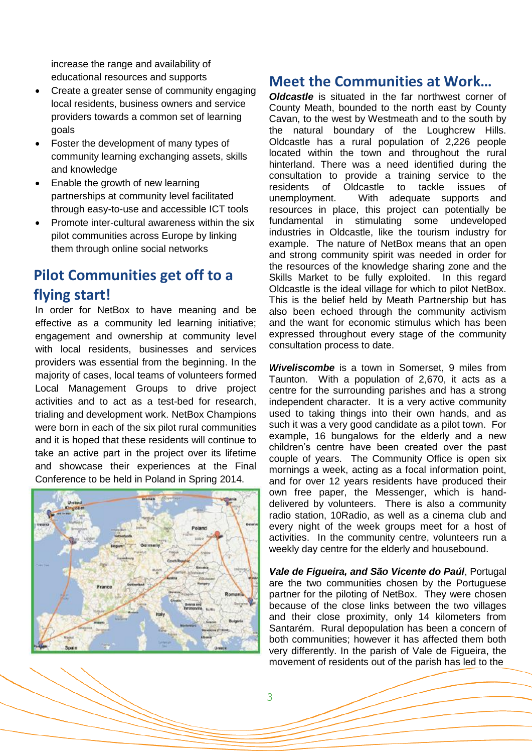increase the range and availability of educational resources and supports

- Create a greater sense of community engaging local residents, business owners and service providers towards a common set of learning goals
- Foster the development of many types of community learning exchanging assets, skills and knowledge
- Enable the growth of new learning partnerships at community level facilitated through easy-to-use and accessible ICT tools
- Promote inter-cultural awareness within the six pilot communities across Europe by linking them through online social networks

## Pilot Communities get off to a flying start!

In order for NetBox to have meaning and be effective as a community led learning initiative; engagement and ownership at community level with local residents, businesses and services providers was essential from the beginning. In the majority of cases, local teams of volunteers formed Local Management Groups to drive project activities and to act as a test-bed for research, trialing and development work. NetBox Champions were born in each of the six pilot rural communities and it is hoped that these residents will continue to take an active part in the project over its lifetime and showcase their experiences at the Final Conference to be held in Poland in Spring 2014.

## Meet the Communities at Work…

***Oldcastle*** is situated in the far northwest corner of County Meath, bounded to the north east by County Cavan, to the west by Westmeath and to the south by the natural boundary of the Loughcrew Hills. Oldcastle has a rural population of 2,226 people located within the town and throughout the rural hinterland. There was a need identified during the consultation to provide a training service to the residents of Oldcastle to tackle issues of unemployment. With adequate supports and resources in place, this project can potentially be fundamental in stimulating some undeveloped industries in Oldcastle, like the tourism industry for example. The nature of NetBox means that an open and strong community spirit was needed in order for the resources of the knowledge sharing zone and the Skills Market to be fully exploited. In this regard Oldcastle is the ideal village for which to pilot NetBox. This is the belief held by Meath Partnership but has also been echoed through the community activism and the want for economic stimulus which has been expressed throughout every stage of the community consultation process to date.

***Wiveliscombe*** is a town in Somerset, 9 miles from Taunton. With a population of 2,670, it acts as a centre for the surrounding parishes and has a strong independent character. It is a very active community used to taking things into their own hands, and as such it was a very good candidate as a pilot town. For example, 16 bungalows for the elderly and a new children's centre have been created over the past couple of years. The Community Office is open six mornings a week, acting as a focal information point, and for over 12 years residents have produced their own free paper, the Messenger, which is hand-delivered by volunteers. There is also a community radio station, 10Radio, as well as a cinema club and every night of the week groups meet for a host of activities. In the community centre, volunteers run a weekly day centre for the elderly and housebound.

***Vale de Figueira, and São Vicente do Paúl***, Portugal are the two communities chosen by the Portuguese partner for the piloting of NetBox. They were chosen because of the close links between the two villages and their close proximity, only 14 kilometers from Santarém. Rural depopulation has been a concern of both communities; however it has affected them both very differently. In the parish of Vale de Figueira, the movement of residents out of the parish has led to the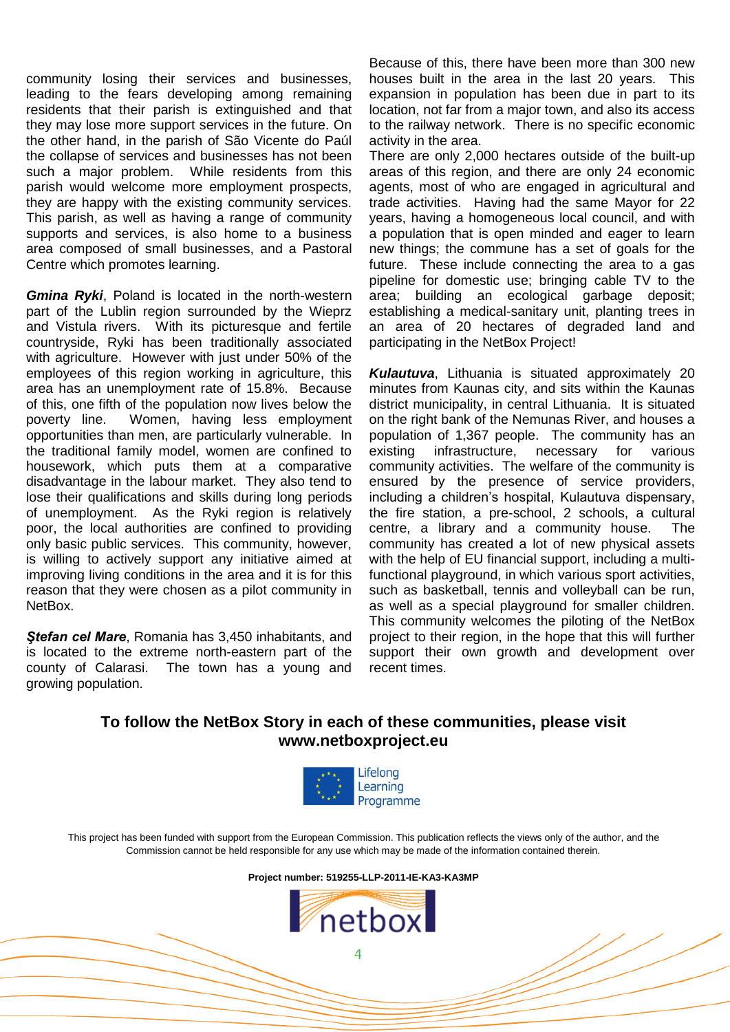community losing their services and businesses, leading to the fears developing among remaining residents that their parish is extinguished and that they may lose more support services in the future. On the other hand, in the parish of São Vicente do Paúl the collapse of services and businesses has not been such a major problem. While residents from this parish would welcome more employment prospects, they are happy with the existing community services. This parish, as well as having a range of community supports and services, is also home to a business area composed of small businesses, and a Pastoral Centre which promotes learning.

***Gmina Ryki***, Poland is located in the north-western part of the Lublin region surrounded by the Wieprz and Vistula rivers. With its picturesque and fertile countryside, Ryki has been traditionally associated with agriculture. However with just under 50% of the employees of this region working in agriculture, this area has an unemployment rate of 15.8%. Because of this, one fifth of the population now lives below the poverty line. Women, having less employment opportunities than men, are particularly vulnerable. In the traditional family model, women are confined to housework, which puts them at a comparative disadvantage in the labour market. They also tend to lose their qualifications and skills during long periods of unemployment. As the Ryki region is relatively poor, the local authorities are confined to providing only basic public services. This community, however, is willing to actively support any initiative aimed at improving living conditions in the area and it is for this reason that they were chosen as a pilot community in NetBox.

***Ştefan cel Mare***, Romania has 3,450 inhabitants, and is located to the extreme north-eastern part of the county of Calarasi. The town has a young and growing population. Because of this, there have been more than 300 new houses built in the area in the last 20 years. This expansion in population has been due in part to its location, not far from a major town, and also its access to the railway network. There is no specific economic activity in the area.

There are only 2,000 hectares outside of the built-up areas of this region, and there are only 24 economic agents, most of who are engaged in agricultural and trade activities. Having had the same Mayor for 22 years, having a homogeneous local council, and with a population that is open minded and eager to learn new things; the commune has a set of goals for the future. These include connecting the area to a gas pipeline for domestic use; bringing cable TV to the area; building an ecological garbage deposit; establishing a medical-sanitary unit, planting trees in an area of 20 hectares of degraded land and participating in the NetBox Project!

***Kulautuva***, Lithuania is situated approximately 20 minutes from Kaunas city, and sits within the Kaunas district municipality, in central Lithuania. It is situated on the right bank of the Nemunas River, and houses a population of 1,367 people. The community has an existing infrastructure, necessary for various community activities. The welfare of the community is ensured by the presence of service providers, including a children's hospital, Kulautuva dispensary, the fire station, a pre-school, 2 schools, a cultural centre, a library and a community house. The community has created a lot of new physical assets with the help of EU financial support, including a multi-functional playground, in which various sport activities, such as basketball, tennis and volleyball can be run, as well as a special playground for smaller children. This community welcomes the piloting of the NetBox project to their region, in the hope that this will further support their own growth and development over recent times.

**To follow the NetBox Story in each of these communities, please visit www.netboxproject.eu**

Lifelong Learning Programme

This project has been funded with support from the European Commission. This publication reflects the views only of the author, and the Commission cannot be held responsible for any use which may be made of the information contained therein.

**Project number: 519255-LLP-2011-IE-KA3-KA3MP**

netbox